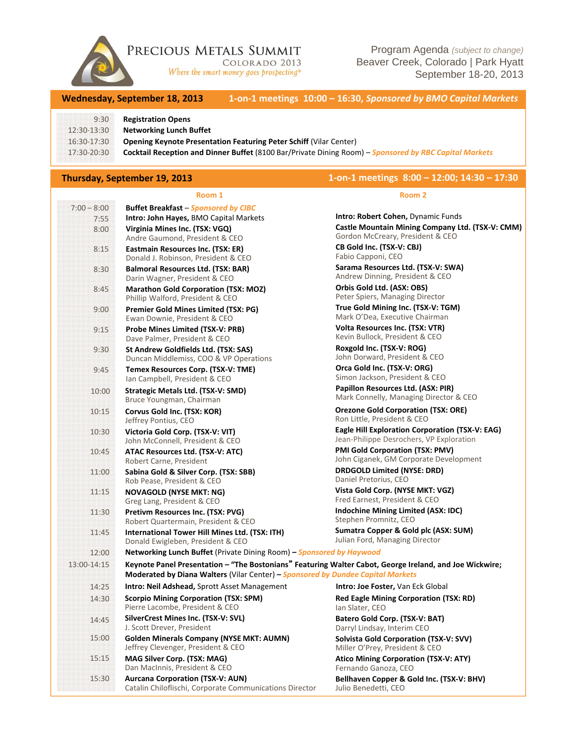# Precious Metals Summit

COLORADO 2013

*Where the smart money goes prospecting®*

Program Agenda *(subject to change)*
Beaver Creek, Colorado | Park Hyatt
September 18-20, 2013

## Wednesday, September 18, 2013

**1-on-1 meetings 10:00 – 16:30, *Sponsored by BMO Capital Markets***

| Time | Event |
|---|---|
| 9:30 | **Registration Opens** |
| 12:30-13:30 | **Networking Lunch Buffet** |
| 16:30-17:30 | **Opening Keynote Presentation Featuring Peter Schiff** (Vilar Center) |
| 17:30-20:30 | **Cocktail Reception and Dinner Buffet** (8100 Bar/Private Dining Room) – *Sponsored by RBC Capital Markets* |

## Thursday, September 19, 2013

**1-on-1 meetings 8:00 – 12:00; 14:30 – 17:30**

| Time | Room 1 | Room 2 |
|---|---|---|
| 7:00 – 8:00 | **Buffet Breakfast** – *Sponsored by CIBC* | |
| 7:55 | **Intro: John Hayes,** BMO Capital Markets | **Intro: Robert Cohen,** Dynamic Funds |
| 8:00 | **Virginia Mines Inc. (TSX: VGQ)**<br>Andre Gaumond, President & CEO | **Castle Mountain Mining Company Ltd. (TSX-V: CMM)**<br>Gordon McCreary, President & CEO |
| 8:15 | **Eastmain Resources Inc. (TSX: ER)**<br>Donald J. Robinson, President & CEO | **CB Gold Inc. (TSX-V: CBJ)**<br>Fabio Capponi, CEO |
| 8:30 | **Balmoral Resources Ltd. (TSX: BAR)**<br>Darin Wagner, President & CEO | **Sarama Resources Ltd. (TSX-V: SWA)**<br>Andrew Dinning, President & CEO |
| 8:45 | **Marathon Gold Corporation (TSX: MOZ)**<br>Phillip Walford, President & CEO | **Orbis Gold Ltd. (ASX: OBS)**<br>Peter Spiers, Managing Director |
| 9:00 | **Premier Gold Mines Limited (TSX: PG)**<br>Ewan Downie, President & CEO | **True Gold Mining Inc. (TSX-V: TGM)**<br>Mark O'Dea, Executive Chairman |
| 9:15 | **Probe Mines Limited (TSX-V: PRB)**<br>Dave Palmer, President & CEO | **Volta Resources Inc. (TSX: VTR)**<br>Kevin Bullock, President & CEO |
| 9:30 | **St Andrew Goldfields Ltd. (TSX: SAS)**<br>Duncan Middlemiss, COO & VP Operations | **Roxgold Inc. (TSX-V: ROG)**<br>John Dorward, President & CEO |
| 9:45 | **Temex Resources Corp. (TSX-V: TME)**<br>Ian Campbell, President & CEO | **Orca Gold Inc. (TSX-V: ORG)**<br>Simon Jackson, President & CEO |
| 10:00 | **Strategic Metals Ltd. (TSX-V: SMD)**<br>Bruce Youngman, Chairman | **Papillon Resources Ltd. (ASX: PIR)**<br>Mark Connelly, Managing Director & CEO |
| 10:15 | **Corvus Gold Inc. (TSX: KOR)**<br>Jeffrey Pontius, CEO | **Orezone Gold Corporation (TSX: ORE)**<br>Ron Little, President & CEO |
| 10:30 | **Victoria Gold Corp. (TSX-V: VIT)**<br>John McConnell, President & CEO | **Eagle Hill Exploration Corporation (TSX-V: EAG)**<br>Jean-Philippe Desrochers, VP Exploration |
| 10:45 | **ATAC Resources Ltd. (TSX-V: ATC)**<br>Robert Carne, President | **PMI Gold Corporation (TSX: PMV)**<br>John Ciganek, GM Corporate Development |
| 11:00 | **Sabina Gold & Silver Corp. (TSX: SBB)**<br>Rob Pease, President & CEO | **DRDGOLD Limited (NYSE: DRD)**<br>Daniel Pretorius, CEO |
| 11:15 | **NOVAGOLD (NYSE MKT: NG)**<br>Greg Lang, President & CEO | **Vista Gold Corp. (NYSE MKT: VGZ)**<br>Fred Earnest, President & CEO |
| 11:30 | **Pretivm Resources Inc. (TSX: PVG)**<br>Robert Quartermain, President & CEO | **Indochine Mining Limited (ASX: IDC)**<br>Stephen Promnitz, CEO |
| 11:45 | **International Tower Hill Mines Ltd. (TSX: ITH)**<br>Donald Ewigleben, President & CEO | **Sumatra Copper & Gold plc (ASX: SUM)**<br>Julian Ford, Managing Director |
| 12:00 | **Networking Lunch Buffet** (Private Dining Room) – *Sponsored by Haywood* | |
| 13:00-14:15 | **Keynote Panel Presentation – "The Bostonians" Featuring Walter Cabot, George Ireland, and Joe Wickwire; Moderated by Diana Walters** (Vilar Center) – *Sponsored by Dundee Capital Markets* | |
| 14:25 | **Intro: Neil Adshead,** Sprott Asset Management | **Intro: Joe Foster,** Van Eck Global |
| 14:30 | **Scorpio Mining Corporation (TSX: SPM)**<br>Pierre Lacombe, President & CEO | **Red Eagle Mining Corporation (TSX: RD)**<br>Ian Slater, CEO |
| 14:45 | **SilverCrest Mines Inc. (TSX-V: SVL)**<br>J. Scott Drever, President | **Batero Gold Corp. (TSX-V: BAT)**<br>Darryl Lindsay, Interim CEO |
| 15:00 | **Golden Minerals Company (NYSE MKT: AUMN)**<br>Jeffrey Clevenger, President & CEO | **Solvista Gold Corporation (TSX-V: SVV)**<br>Miller O'Prey, President & CEO |
| 15:15 | **MAG Silver Corp. (TSX: MAG)**<br>Dan MacInnis, President & CEO | **Atico Mining Corporation (TSX-V: ATY)**<br>Fernando Ganoza, CEO |
| 15:30 | **Aurcana Corporation (TSX-V: AUN)**<br>Catalin Chiloflischi, Corporate Communications Director | **Bellhaven Copper & Gold Inc. (TSX-V: BHV)**<br>Julio Benedetti, CEO |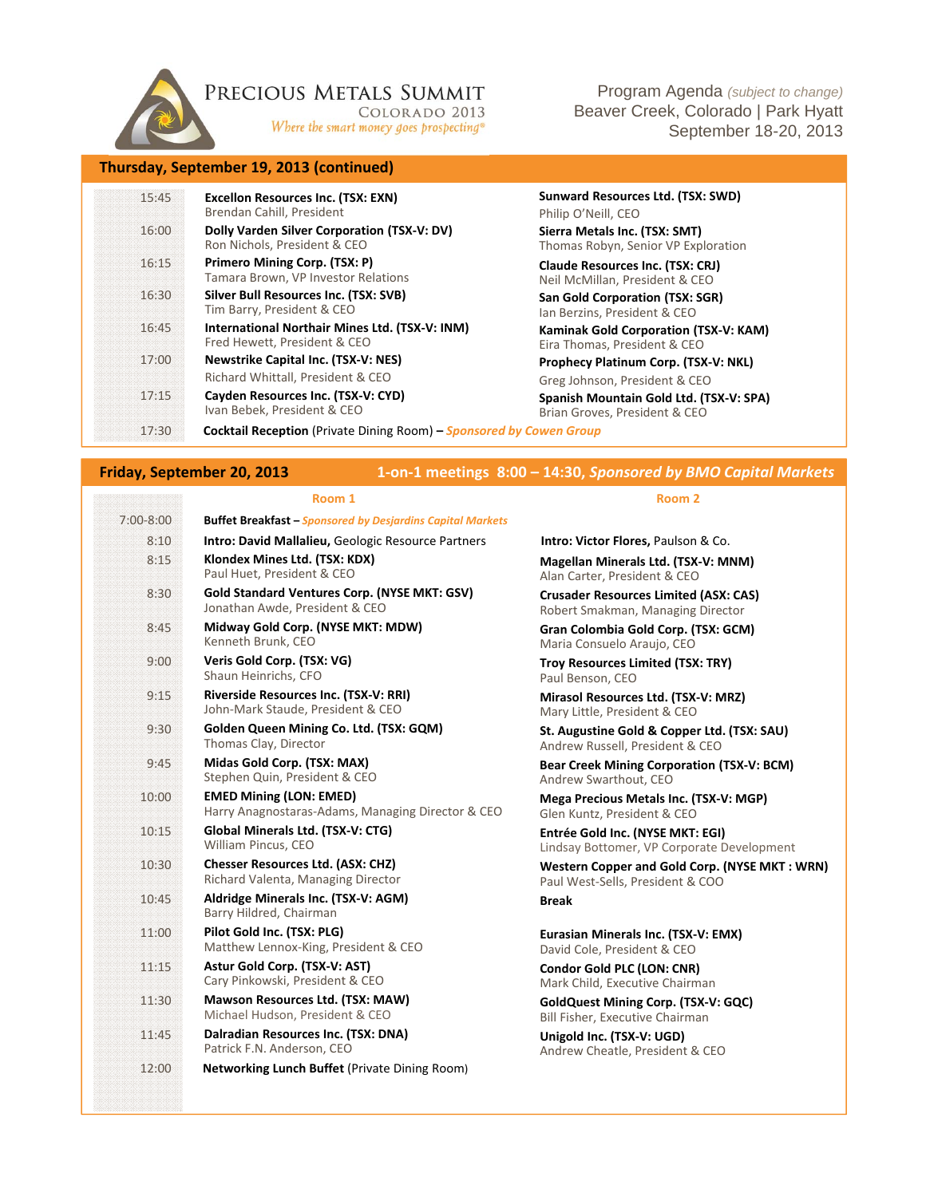# PRECIOUS METALS SUMMIT

COLORADO 2013

*Where the smart money goes prospecting®*

Program Agenda *(subject to change)*
Beaver Creek, Colorado | Park Hyatt
September 18-20, 2013

## Thursday, September 19, 2013 (continued)

| | | |
|---|---|---|
| 15:45 | **Excellon Resources Inc. (TSX: EXN)**<br>Brendan Cahill, President | **Sunward Resources Ltd. (TSX: SWD)**<br>Philip O'Neill, CEO |
| 16:00 | **Dolly Varden Silver Corporation (TSX-V: DV)**<br>Ron Nichols, President & CEO | **Sierra Metals Inc. (TSX: SMT)**<br>Thomas Robyn, Senior VP Exploration |
| 16:15 | **Primero Mining Corp. (TSX: P)**<br>Tamara Brown, VP Investor Relations | **Claude Resources Inc. (TSX: CRJ)**<br>Neil McMillan, President & CEO |
| 16:30 | **Silver Bull Resources Inc. (TSX: SVB)**<br>Tim Barry, President & CEO | **San Gold Corporation (TSX: SGR)**<br>Ian Berzins, President & CEO |
| 16:45 | **International Northair Mines Ltd. (TSX-V: INM)**<br>Fred Hewett, President & CEO | **Kaminak Gold Corporation (TSX-V: KAM)**<br>Eira Thomas, President & CEO |
| 17:00 | **Newstrike Capital Inc. (TSX-V: NES)**<br>Richard Whittall, President & CEO | **Prophecy Platinum Corp. (TSX-V: NKL)**<br>Greg Johnson, President & CEO |
| 17:15 | **Cayden Resources Inc. (TSX-V: CYD)**<br>Ivan Bebek, President & CEO | **Spanish Mountain Gold Ltd. (TSX-V: SPA)**<br>Brian Groves, President & CEO |
| 17:30 | **Cocktail Reception** (Private Dining Room) – ***Sponsored by Cowen Group*** | |

## Friday, September 20, 2013 — 1-on-1 meetings 8:00 – 14:30, *Sponsored by BMO Capital Markets*

| | Room 1 | Room 2 |
|---|---|---|
| 7:00-8:00 | **Buffet Breakfast –** ***Sponsored by Desjardins Capital Markets*** | |
| 8:10 | **Intro: David Mallalieu,** Geologic Resource Partners | **Intro: Victor Flores,** Paulson & Co. |
| 8:15 | **Klondex Mines Ltd. (TSX: KDX)**<br>Paul Huet, President & CEO | **Magellan Minerals Ltd. (TSX-V: MNM)**<br>Alan Carter, President & CEO |
| 8:30 | **Gold Standard Ventures Corp. (NYSE MKT: GSV)**<br>Jonathan Awde, President & CEO | **Crusader Resources Limited (ASX: CAS)**<br>Robert Smakman, Managing Director |
| 8:45 | **Midway Gold Corp. (NYSE MKT: MDW)**<br>Kenneth Brunk, CEO | **Gran Colombia Gold Corp. (TSX: GCM)**<br>Maria Consuelo Araujo, CEO |
| 9:00 | **Veris Gold Corp. (TSX: VG)**<br>Shaun Heinrichs, CFO | **Troy Resources Limited (TSX: TRY)**<br>Paul Benson, CEO |
| 9:15 | **Riverside Resources Inc. (TSX-V: RRI)**<br>John-Mark Staude, President & CEO | **Mirasol Resources Ltd. (TSX-V: MRZ)**<br>Mary Little, President & CEO |
| 9:30 | **Golden Queen Mining Co. Ltd. (TSX: GQM)**<br>Thomas Clay, Director | **St. Augustine Gold & Copper Ltd. (TSX: SAU)**<br>Andrew Russell, President & CEO |
| 9:45 | **Midas Gold Corp. (TSX: MAX)**<br>Stephen Quin, President & CEO | **Bear Creek Mining Corporation (TSX-V: BCM)**<br>Andrew Swarthout, CEO |
| 10:00 | **EMED Mining (LON: EMED)**<br>Harry Anagnostaras-Adams, Managing Director & CEO | **Mega Precious Metals Inc. (TSX-V: MGP)**<br>Glen Kuntz, President & CEO |
| 10:15 | **Global Minerals Ltd. (TSX-V: CTG)**<br>William Pincus, CEO | **Entrée Gold Inc. (NYSE MKT: EGI)**<br>Lindsay Bottomer, VP Corporate Development |
| 10:30 | **Chesser Resources Ltd. (ASX: CHZ)**<br>Richard Valenta, Managing Director | **Western Copper and Gold Corp. (NYSE MKT : WRN)**<br>Paul West-Sells, President & COO |
| 10:45 | **Aldridge Minerals Inc. (TSX-V: AGM)**<br>Barry Hildred, Chairman | **Break** |
| 11:00 | **Pilot Gold Inc. (TSX: PLG)**<br>Matthew Lennox-King, President & CEO | **Eurasian Minerals Inc. (TSX-V: EMX)**<br>David Cole, President & CEO |
| 11:15 | **Astur Gold Corp. (TSX-V: AST)**<br>Cary Pinkowski, President & CEO | **Condor Gold PLC (LON: CNR)**<br>Mark Child, Executive Chairman |
| 11:30 | **Mawson Resources Ltd. (TSX: MAW)**<br>Michael Hudson, President & CEO | **GoldQuest Mining Corp. (TSX-V: GQC)**<br>Bill Fisher, Executive Chairman |
| 11:45 | **Dalradian Resources Inc. (TSX: DNA)**<br>Patrick F.N. Anderson, CEO | **Unigold Inc. (TSX-V: UGD)**<br>Andrew Cheatle, President & CEO |
| 12:00 | **Networking Lunch Buffet** (Private Dining Room) | |